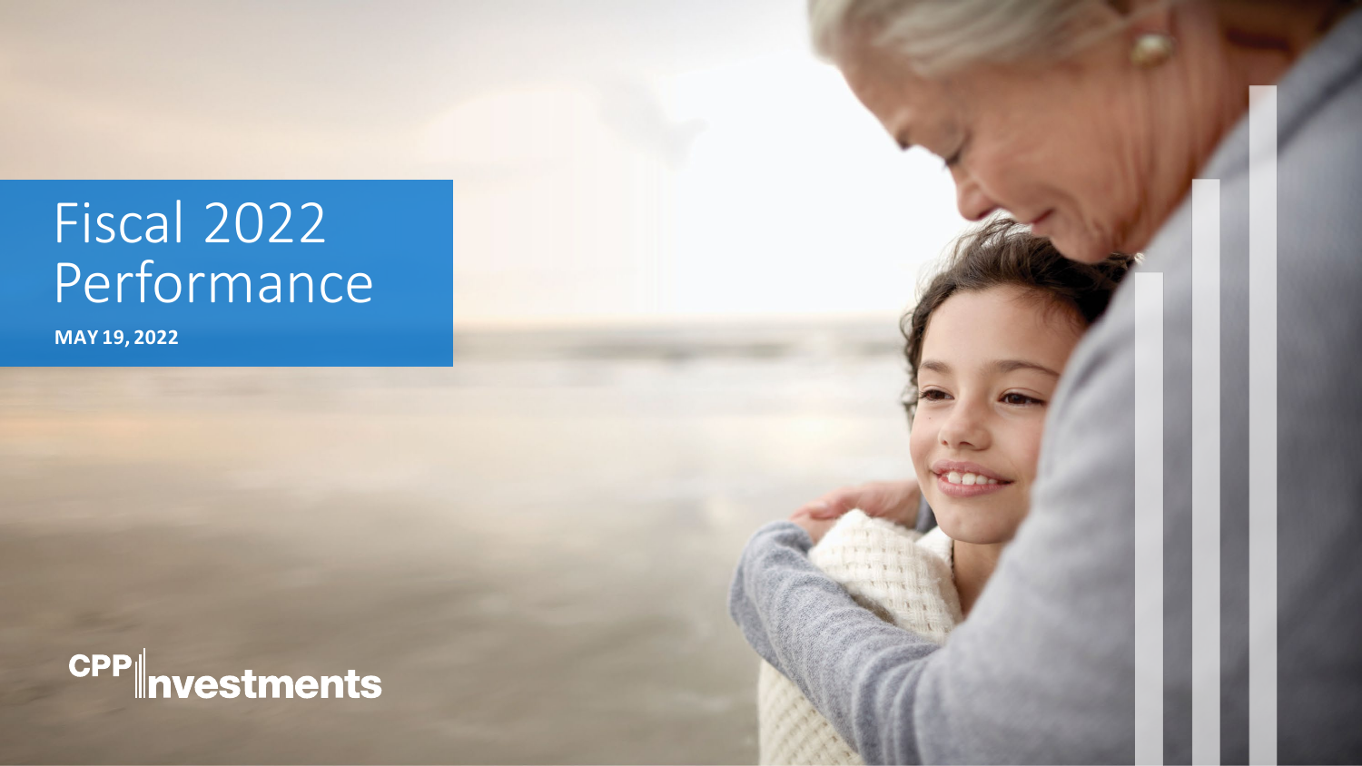# Fiscal 2022 Performance

**MAY 19, 2022**

CPP Investments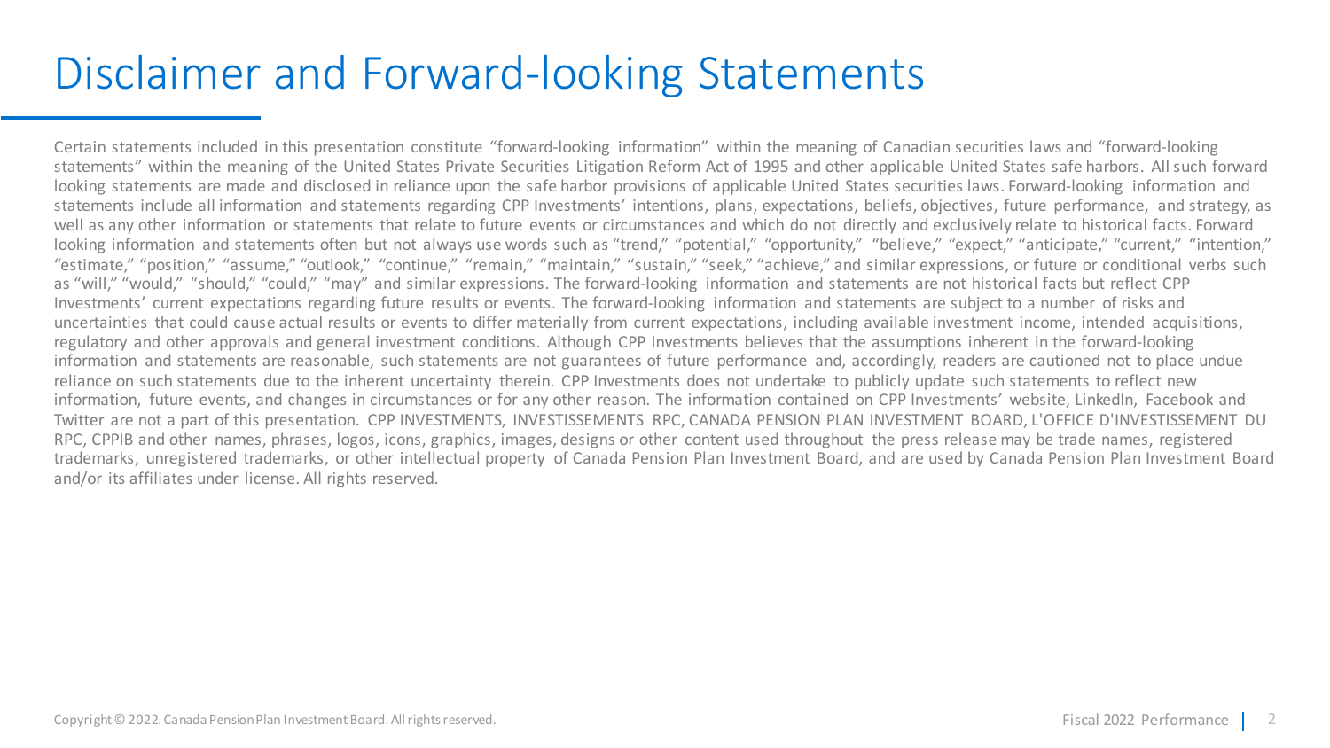# Disclaimer and Forward-looking Statements

Certain statements included in this presentation constitute "forward-looking information" within the meaning of Canadian securities laws and "forward-looking statements" within the meaning of the United States Private Securities Litigation Reform Act of 1995 and other applicable United States safe harbors. All such forward looking statements are made and disclosed in reliance upon the safe harbor provisions of applicable United States securities laws. Forward-looking information and statements include all information and statements regarding CPP Investments' intentions, plans, expectations, beliefs, objectives, future performance, and strategy, as well as any other information or statements that relate to future events or circumstances and which do not directly and exclusively relate to historical facts. Forward looking information and statements often but not always use words such as "trend," "potential," "opportunity," "believe," "expect," "anticipate," "current," "intention," "estimate," "position," "assume," "outlook," "continue," "remain," "maintain," "sustain," "seek," "achieve," and similar expressions, or future or conditional verbs such as "will," "would," "should," "could," "may" and similar expressions. The forward-looking information and statements are not historical facts but reflect CPP Investments' current expectations regarding future results or events. The forward-looking information and statements are subject to a number of risks and uncertainties that could cause actual results or events to differ materially from current expectations, including available investment income, intended acquisitions, regulatory and other approvals and general investment conditions. Although CPP Investments believes that the assumptions inherent in the forward-looking information and statements are reasonable, such statements are not guarantees of future performance and, accordingly, readers are cautioned not to place undue reliance on such statements due to the inherent uncertainty therein. CPP Investments does not undertake to publicly update such statements to reflect new information, future events, and changes in circumstances or for any other reason. The information contained on CPP Investments' website, LinkedIn, Facebook and Twitter are not a part of this presentation. CPP INVESTMENTS, INVESTISSEMENTS RPC, CANADA PENSION PLAN INVESTMENT BOARD, L'OFFICE D'INVESTISSEMENT DU RPC, CPPIB and other names, phrases, logos, icons, graphics, images, designs or other content used throughout the press release may be trade names, registered trademarks, unregistered trademarks, or other intellectual property of Canada Pension Plan Investment Board, and are used by Canada Pension Plan Investment Board and/or its affiliates under license. All rights reserved.

Copyright © 2022. Canada Pension Plan Investment Board. All rights reserved.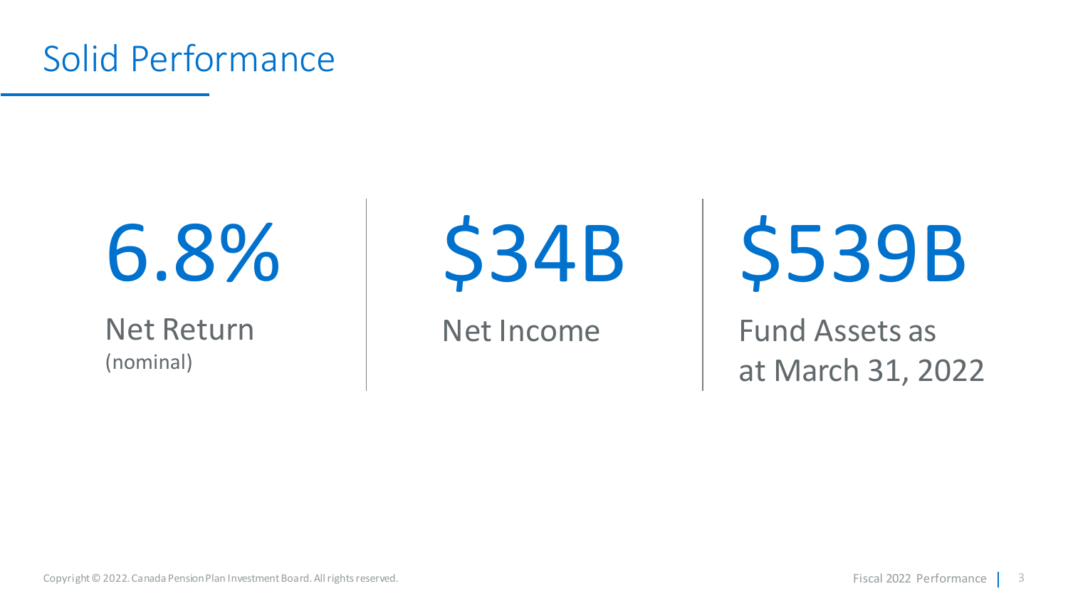# Solid Performance

**6.8%**

Net Return
(nominal)

**$34B**

Net Income

**$539B**

Fund Assets as at March 31, 2022

Copyright © 2022. Canada Pension Plan Investment Board. All rights reserved.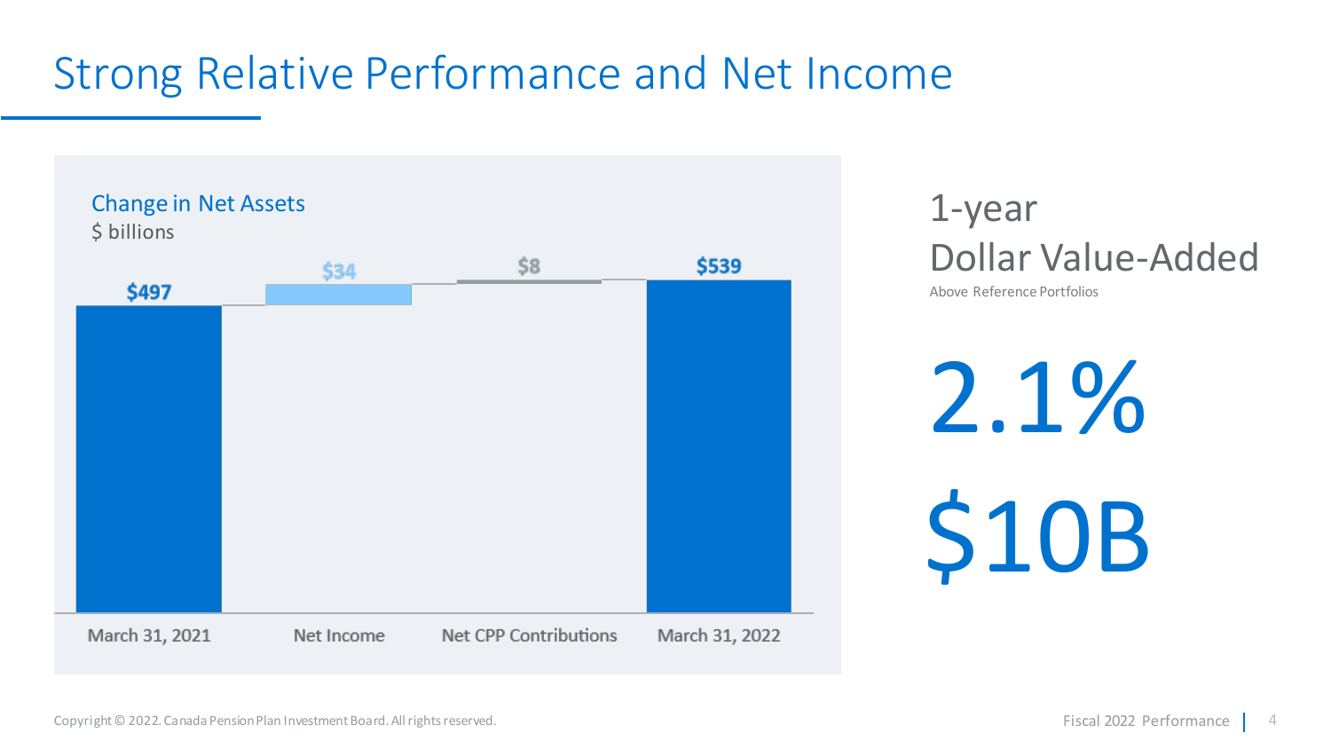# Strong Relative Performance and Net Income

**Change in Net Assets**
$ billions

| March 31, 2021 | Net Income | Net CPP Contributions | March 31, 2022 |
|---|---|---|---|
| $497 | $34 | $8 | $539 |

## 1-year Dollar Value-Added

Above Reference Portfolios

**2.1%**

**$10B**

Copyright © 2022. Canada Pension Plan Investment Board. All rights reserved.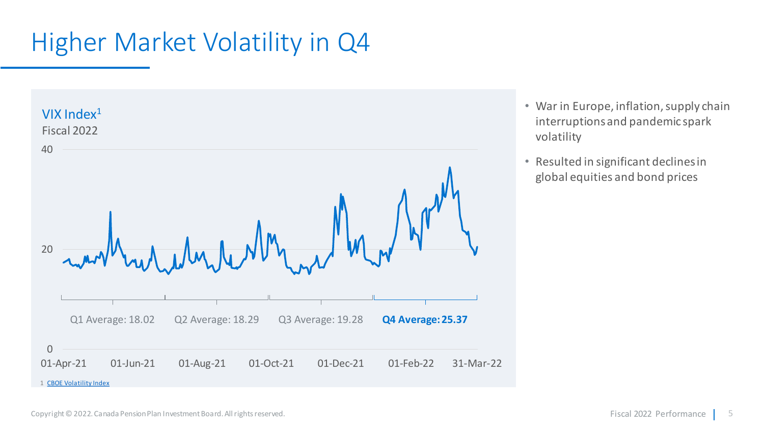# Higher Market Volatility in Q4

VIX Index[1]
Fiscal 2022

Q1 Average: 18.02 | Q2 Average: 18.29 | Q3 Average: 19.28 | **Q4 Average: 25.37**

1 CBOE Volatility Index

- War in Europe, inflation, supply chain interruptions and pandemic spark volatility
- Resulted in significant declines in global equities and bond prices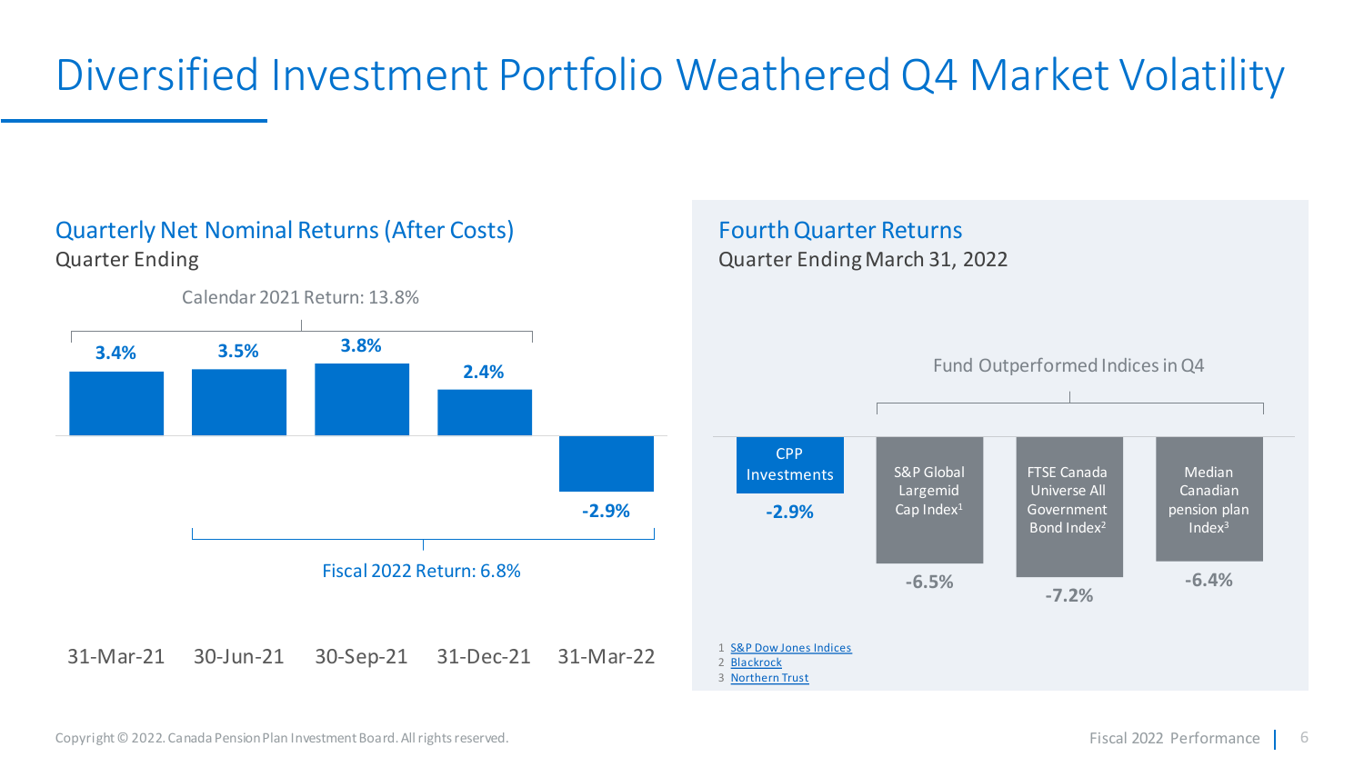# Diversified Investment Portfolio Weathered Q4 Market Volatility

## Quarterly Net Nominal Returns (After Costs)

Quarter Ending

Calendar 2021 Return: 13.8%

| Quarter Ending | Return |
|---|---|
| 31-Mar-21 | 3.4% |
| 30-Jun-21 | 3.5% |
| 30-Sep-21 | 3.8% |
| 31-Dec-21 | 2.4% |
| 31-Mar-22 | -2.9% |

Fiscal 2022 Return: 6.8%

## Fourth Quarter Returns

Quarter Ending March 31, 2022

Fund Outperformed Indices in Q4

| CPP Investments | S&P Global Largemid Cap Index[1] | FTSE Canada Universe All Government Bond Index[2] | Median Canadian pension plan Index[3] |
|---|---|---|---|
| -2.9% | -6.5% | -7.2% | -6.4% |

1 S&P Dow Jones Indices
2 Blackrock
3 Northern Trust

Copyright © 2022. Canada Pension Plan Investment Board. All rights reserved.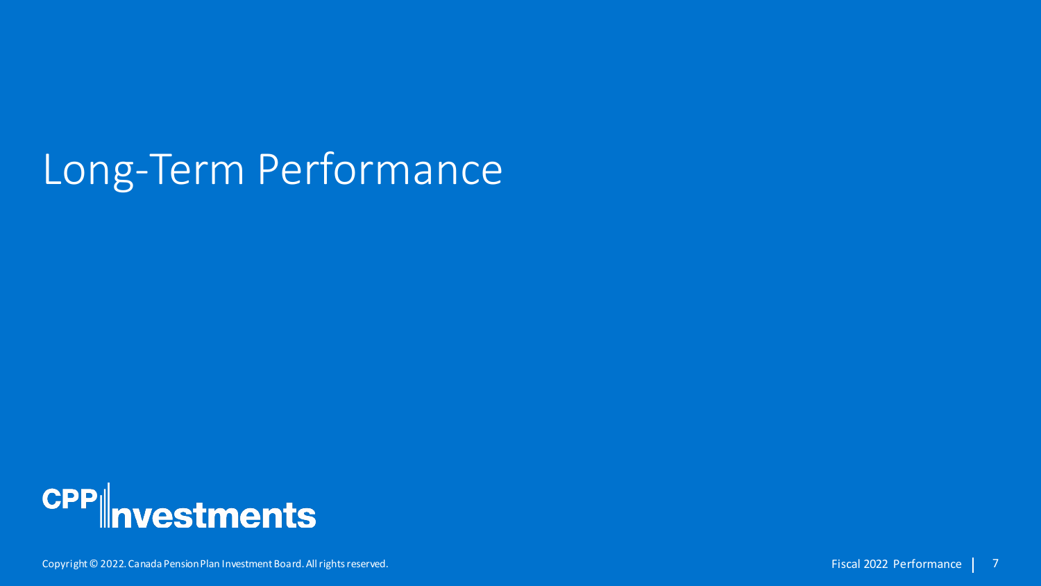# Long-Term Performance

CPP Investments

Copyright © 2022. Canada Pension Plan Investment Board. All rights reserved.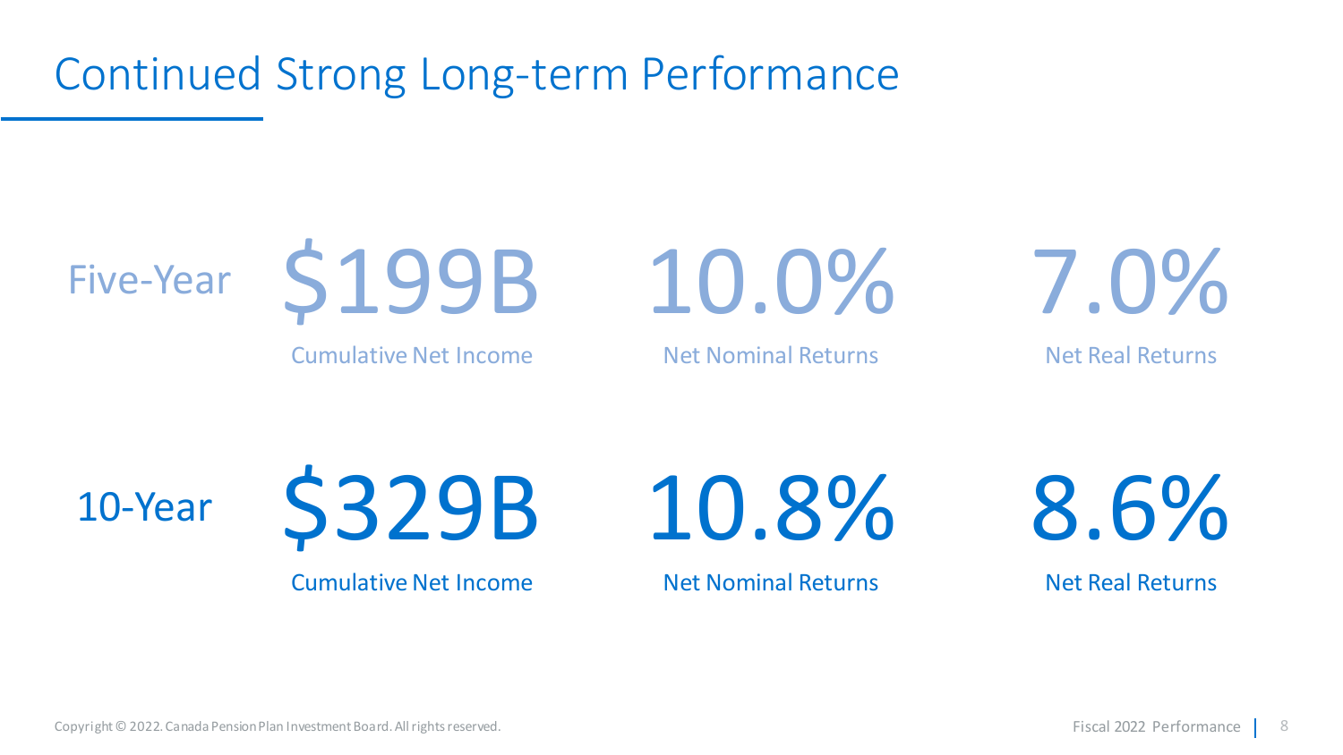# Continued Strong Long-term Performance

| | Cumulative Net Income | Net Nominal Returns | Net Real Returns |
|---|---|---|---|
| Five-Year | $199B | 10.0% | 7.0% |
| 10-Year | $329B | 10.8% | 8.6% |

Copyright © 2022. Canada Pension Plan Investment Board. All rights reserved.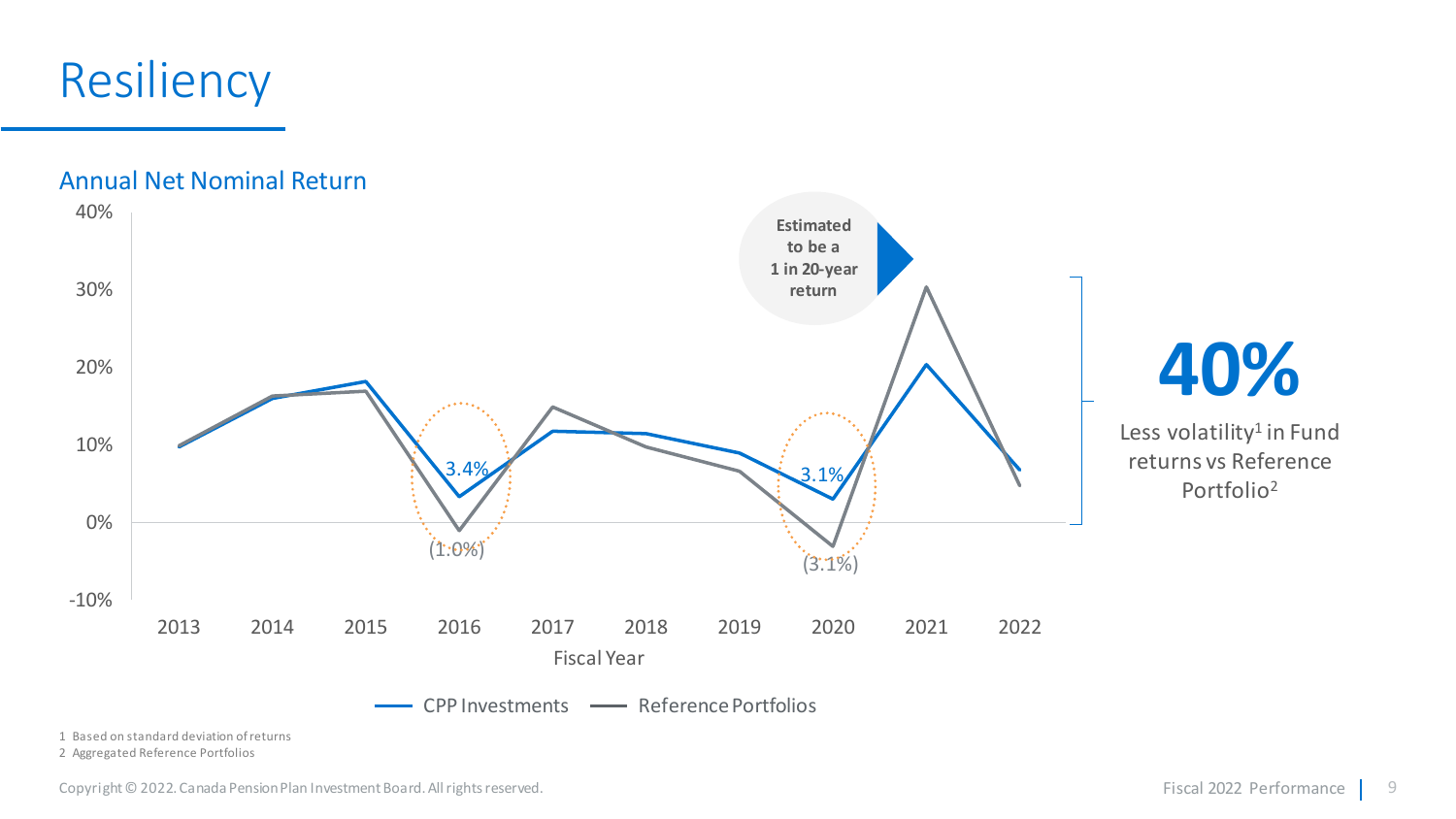# Resiliency

## Annual Net Nominal Return

40%

30%

20%

10%

0%

-10%

2013 2014 2015 2016 2017 2018 2019 2020 2021 2022

Fiscal Year

3.4%

(1.0%)

3.1%

(3.1%)

**Estimated to be a 1 in 20-year return**

CPP Investments — Reference Portfolios

# 40%

Less volatility[1] in Fund returns vs Reference Portfolio[2]

1 Based on standard deviation of returns
2 Aggregated Reference Portfolios

Copyright © 2022. Canada Pension Plan Investment Board. All rights reserved.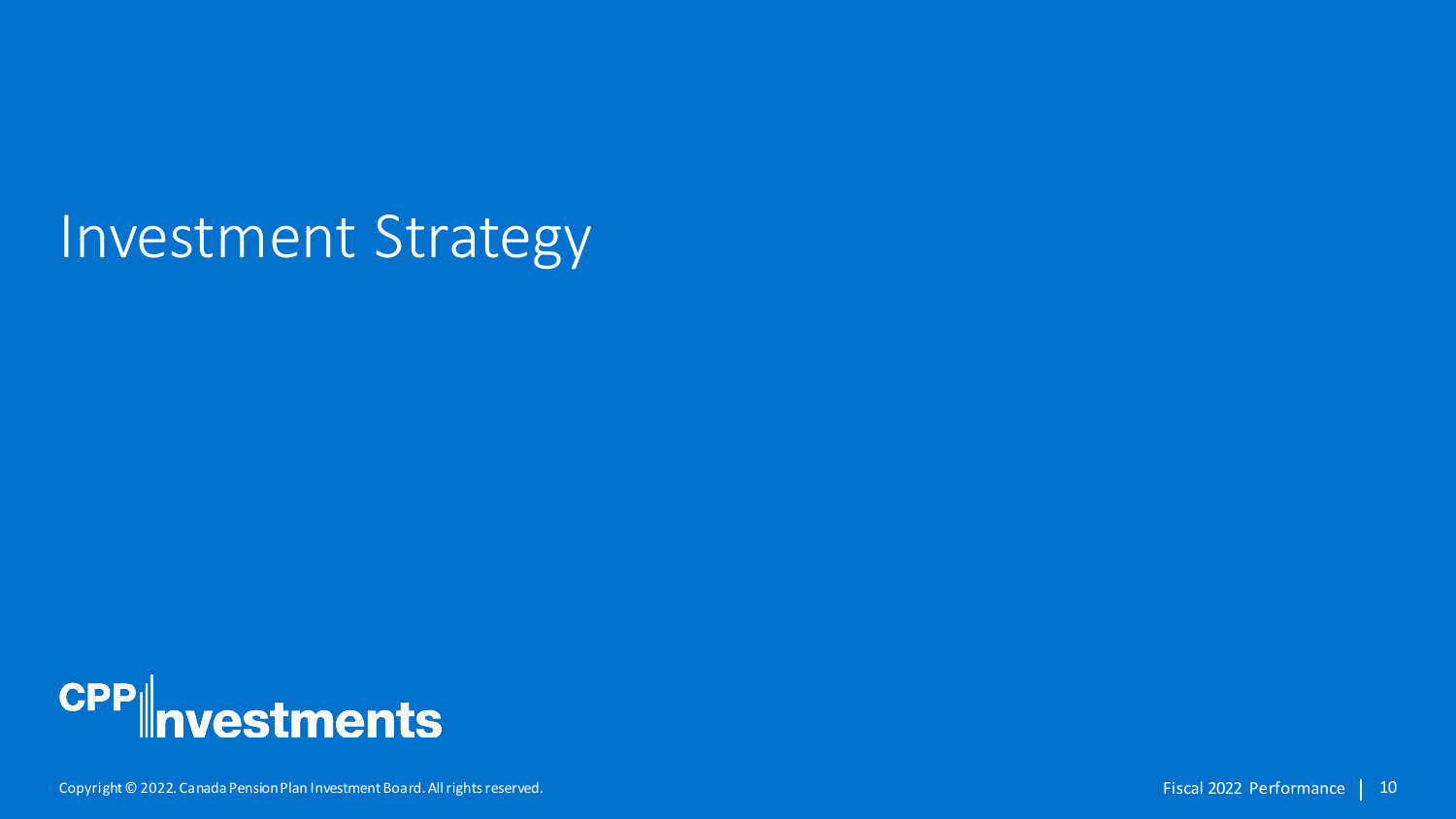# Investment Strategy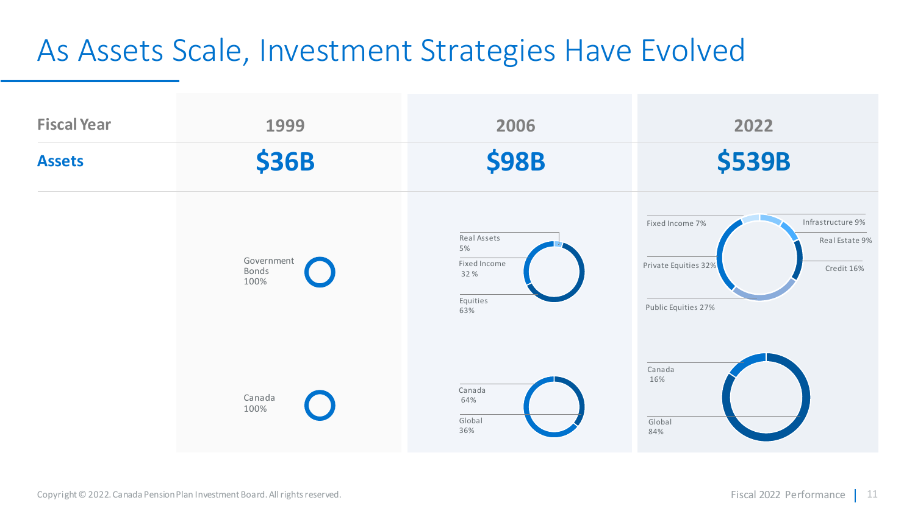# As Assets Scale, Investment Strategies Have Evolved

| Fiscal Year | 1999 | 2006 | 2022 |
|---|---|---|---|
| **Assets** | **$36B** | **$98B** | **$539B** |
| | Government Bonds 100% | Real Assets 5%<br>Fixed Income 32 %<br>Equities 63% | Fixed Income 7%<br>Infrastructure 9%<br>Real Estate 9%<br>Credit 16%<br>Private Equities 32%<br>Public Equities 27% |
| | Canada 100% | Canada 64%<br>Global 36% | Canada 16%<br>Global 84% |

Copyright © 2022. Canada Pension Plan Investment Board. All rights reserved.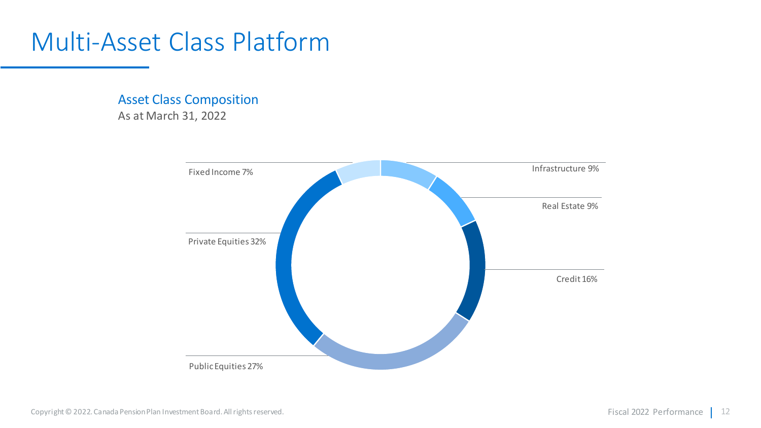# Multi-Asset Class Platform

## Asset Class Composition

As at March 31, 2022

| Asset Class | % |
|---|---|
| Fixed Income | 7% |
| Infrastructure | 9% |
| Real Estate | 9% |
| Credit | 16% |
| Public Equities | 27% |
| Private Equities | 32% |

Copyright © 2022. Canada Pension Plan Investment Board. All rights reserved.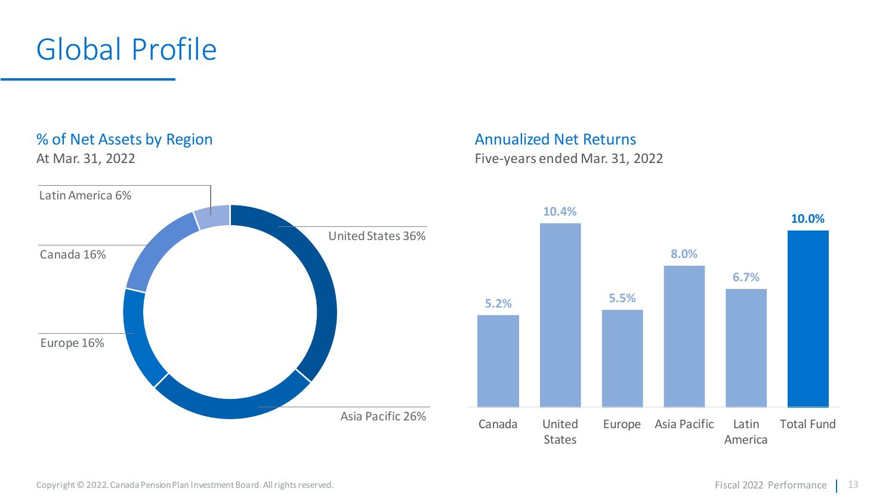# Global Profile

## % of Net Assets by Region

At Mar. 31, 2022

| Region | % of Net Assets |
| --- | --- |
| United States | 36% |
| Asia Pacific | 26% |
| Europe | 16% |
| Canada | 16% |
| Latin America | 6% |

## Annualized Net Returns

Five-years ended Mar. 31, 2022

| Region | Annualized Net Return |
| --- | --- |
| Canada | 5.2% |
| United States | 10.4% |
| Europe | 5.5% |
| Asia Pacific | 8.0% |
| Latin America | 6.7% |
| Total Fund | 10.0% |

Copyright © 2022. Canada Pension Plan Investment Board. All rights reserved.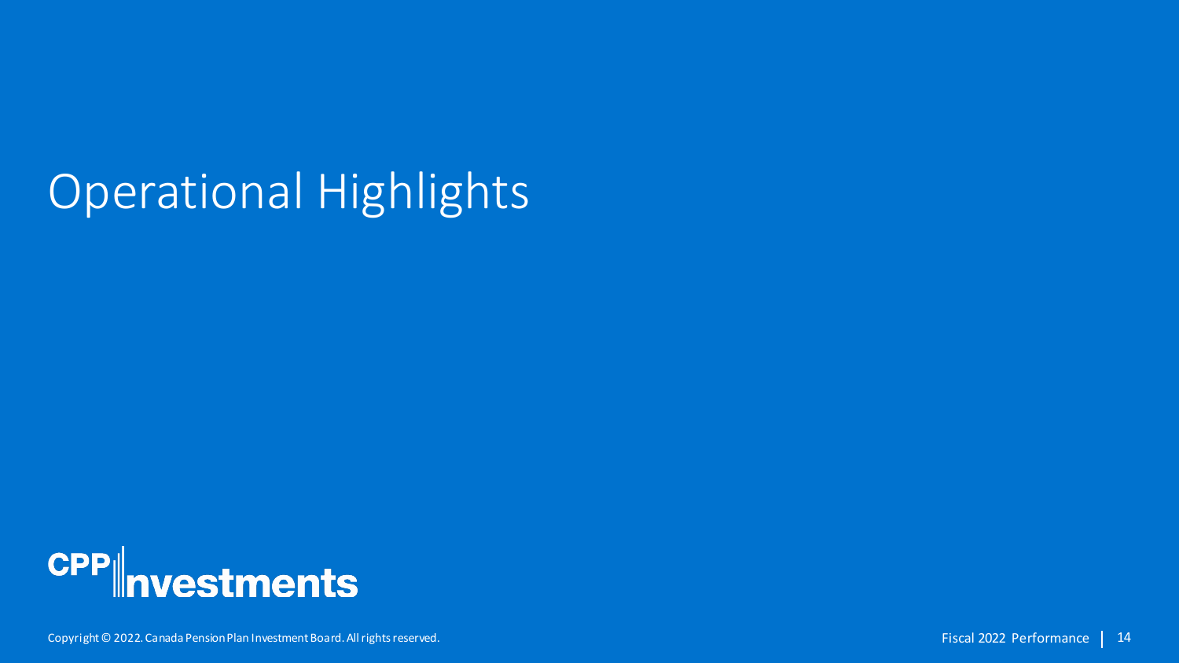# Operational Highlights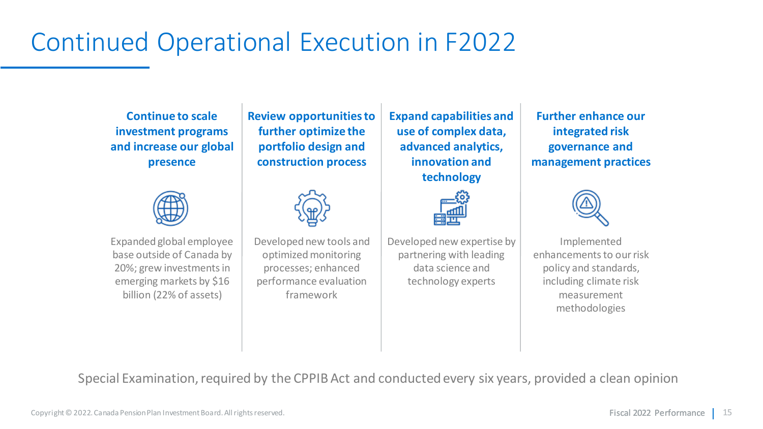# Continued Operational Execution in F2022

**Continue to scale investment programs and increase our global presence**

Expanded global employee base outside of Canada by 20%; grew investments in emerging markets by $16 billion (22% of assets)

**Review opportunities to further optimize the portfolio design and construction process**

Developed new tools and optimized monitoring processes; enhanced performance evaluation framework

**Expand capabilities and use of complex data, advanced analytics, innovation and technology**

Developed new expertise by partnering with leading data science and technology experts

**Further enhance our integrated risk governance and management practices**

Implemented enhancements to our risk policy and standards, including climate risk measurement methodologies

Special Examination, required by the CPPIB Act and conducted every six years, provided a clean opinion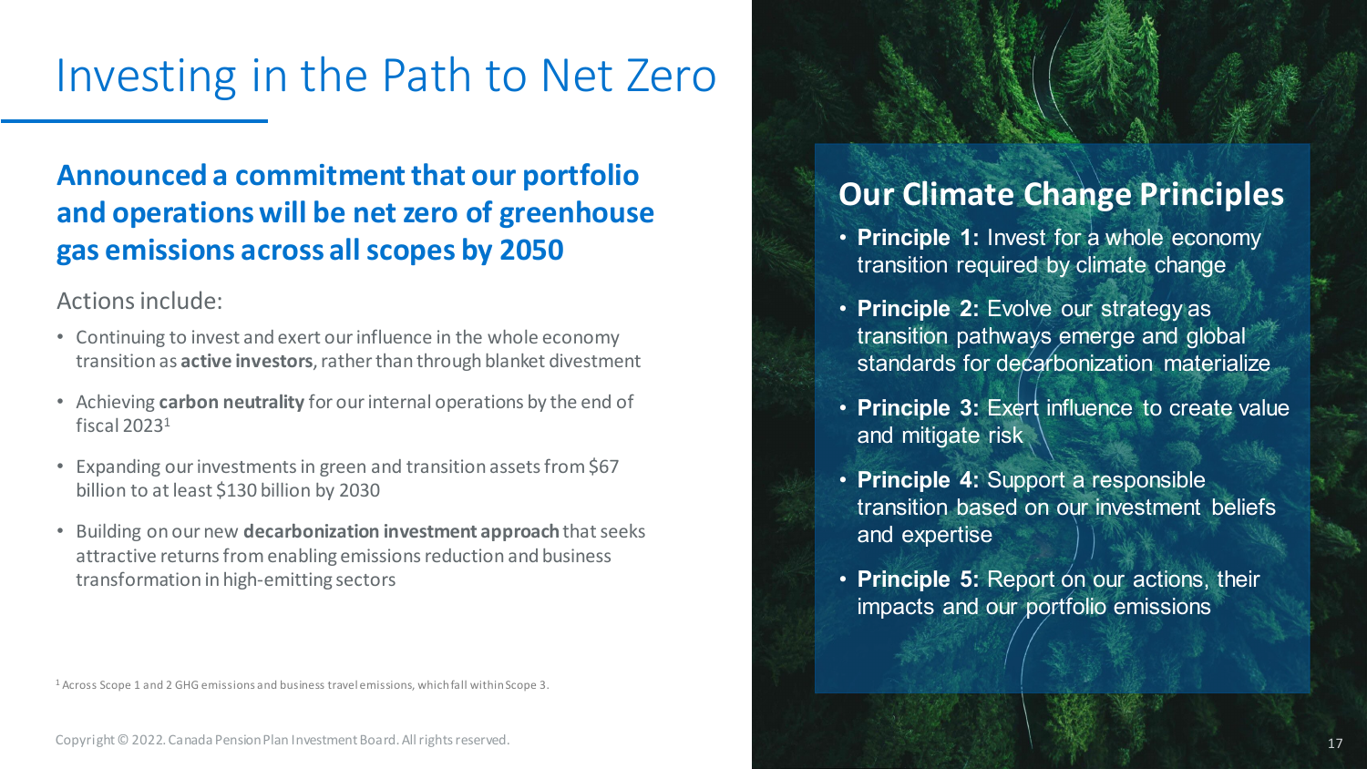# Investing in the Path to Net Zero

**Announced a commitment that our portfolio and operations will be net zero of greenhouse gas emissions across all scopes by 2050**

Actions include:

- Continuing to invest and exert our influence in the whole economy transition as **active investors**, rather than through blanket divestment
- Achieving **carbon neutrality** for our internal operations by the end of fiscal 2023[1]
- Expanding our investments in green and transition assets from $67 billion to at least $130 billion by 2030
- Building on our new **decarbonization investment approach** that seeks attractive returns from enabling emissions reduction and business transformation in high-emitting sectors

## Our Climate Change Principles

- **Principle 1:** Invest for a whole economy transition required by climate change
- **Principle 2:** Evolve our strategy as transition pathways emerge and global standards for decarbonization materialize
- **Principle 3:** Exert influence to create value and mitigate risk
- **Principle 4:** Support a responsible transition based on our investment beliefs and expertise
- **Principle 5:** Report on our actions, their impacts and our portfolio emissions

[1] Across Scope 1 and 2 GHG emissions and business travel emissions, which fall within Scope 3.

Copyright © 2022. Canada Pension Plan Investment Board. All rights reserved.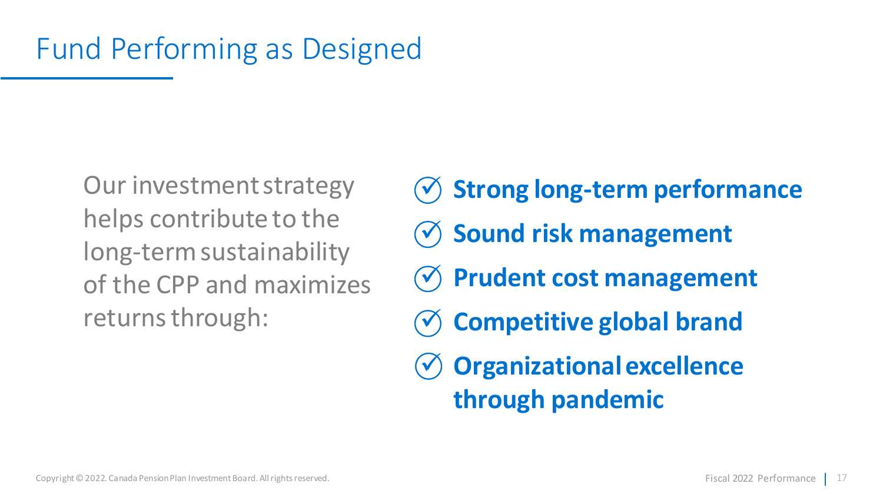# Fund Performing as Designed

Our investment strategy helps contribute to the long-term sustainability of the CPP and maximizes returns through:

- **Strong long-term performance**
- **Sound risk management**
- **Prudent cost management**
- **Competitive global brand**
- **Organizational excellence through pandemic**

Copyright © 2022. Canada Pension Plan Investment Board. All rights reserved.